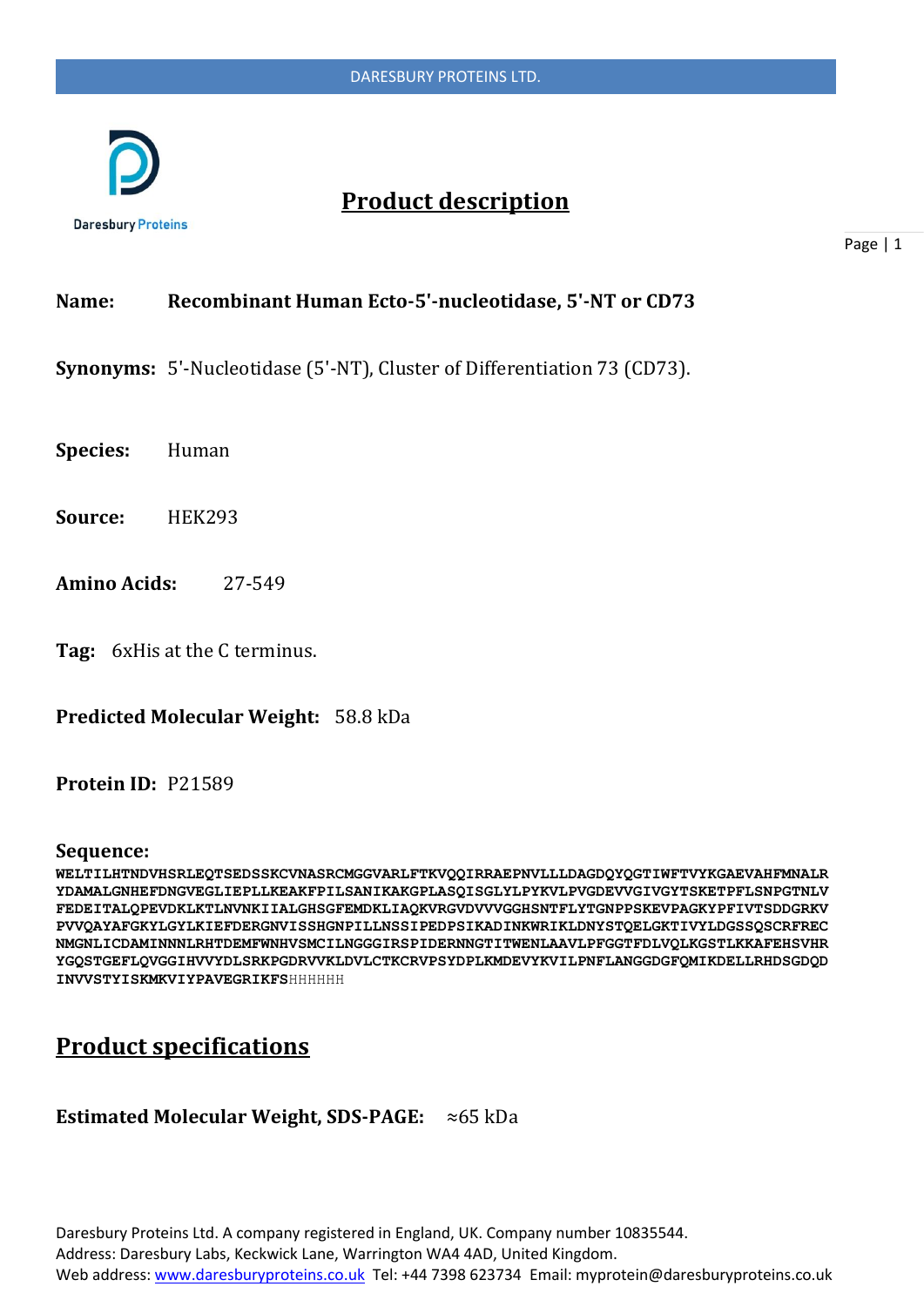# Product description

**Name:** **Recombinant Human Ecto-5'-nucleotidase, 5'-NT or CD73**

**Synonyms:** 5'-Nucleotidase (5'-NT), Cluster of Differentiation 73 (CD73).

**Species:** Human

**Source:** HEK293

**Amino Acids:** 27-549

**Tag:** 6xHis at the C terminus.

**Predicted Molecular Weight:** 58.8 kDa

**Protein ID:** P21589

**Sequence:**

```
WELTILHTNDVHSRLEQTSEDSSKCVNASRCMGGVARLFTKVQQIRRAEPNVLLLDAGDQYQGTIWFTVYKGAEVAHFMNALR
YDAMALGNHEFDNGVEGLIEPLLKEAKFPILSANIKAKGPLASQISGLYLPYKVLPVGDEVVGIVGYTSKETPFLSNPGTNLV
FEDEITALQPEVDKLKTLNVNKIIALGHSGFEMDKLIAQKVRGVDVVVGGHSNTFLYTGNPPSKEVPAGKYPFIVTSDDGRKV
PVVQAYAFGKYLGYLKIEFDERGNVISSHGNPILLNSSIPEDPSIKADINKWRIKLDNYSTQELGKTIVYLDGSSQSCRFREC
NMGNLICDAMINNNLRHTDEMFWNHVSMCILNGGGIRSPIDERNNGTITWENLAAVLPFGGTFDLVQLKGSTLKKAFEHSVHR
YGQSTGEFLQVGGIHVVYDLSRKPGDRVVKLDVLCTKCRVPSYDPLKMDEVYKVILPNFLANGGDGFQMIKDELLRHDSGDQD
INVVSTYISKMKVIYPAVEGRIKFSHHHHHH
```

# Product specifications

**Estimated Molecular Weight, SDS-PAGE:** ≈65 kDa

Daresbury Proteins Ltd. A company registered in England, UK. Company number 10835544.
Address: Daresbury Labs, Keckwick Lane, Warrington WA4 4AD, United Kingdom.
Web address: www.daresburyproteins.co.uk Tel: +44 7398 623734 Email: myprotein@daresburyproteins.co.uk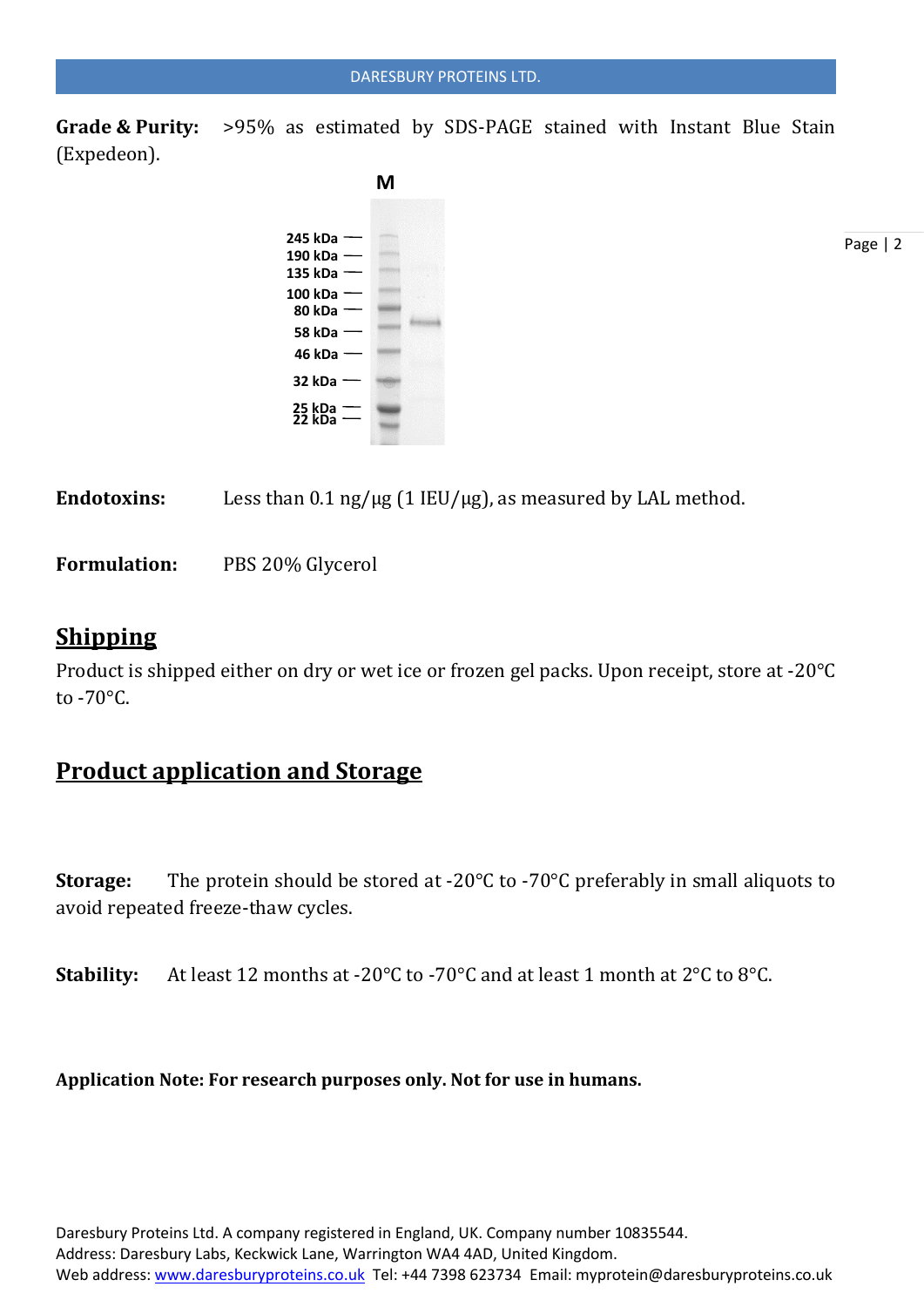**Grade & Purity:** >95% as estimated by SDS-PAGE stained with Instant Blue Stain (Expedeon).

**Endotoxins:** Less than 0.1 ng/µg (1 IEU/µg), as measured by LAL method.

**Formulation:** PBS 20% Glycerol

## Shipping

Product is shipped either on dry or wet ice or frozen gel packs. Upon receipt, store at -20°C to -70°C.

## Product application and Storage

**Storage:** The protein should be stored at -20°C to -70°C preferably in small aliquots to avoid repeated freeze-thaw cycles.

**Stability:** At least 12 months at -20°C to -70°C and at least 1 month at 2°C to 8°C.

**Application Note: For research purposes only. Not for use in humans.**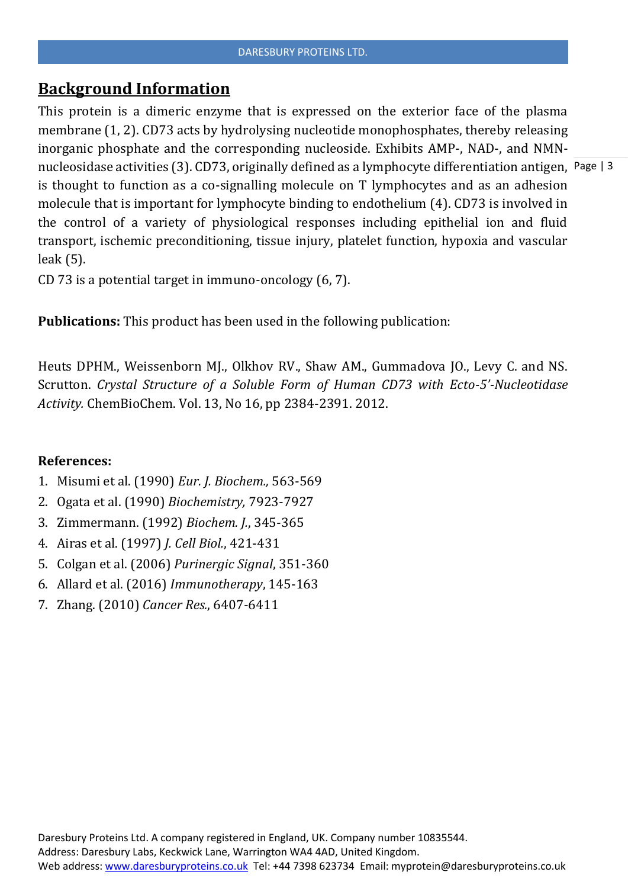## Background Information

This protein is a dimeric enzyme that is expressed on the exterior face of the plasma membrane (1, 2). CD73 acts by hydrolysing nucleotide monophosphates, thereby releasing inorganic phosphate and the corresponding nucleoside. Exhibits AMP-, NAD-, and NMN-nucleosidase activities (3). CD73, originally defined as a lymphocyte differentiation antigen, is thought to function as a co-signalling molecule on T lymphocytes and as an adhesion molecule that is important for lymphocyte binding to endothelium (4). CD73 is involved in the control of a variety of physiological responses including epithelial ion and fluid transport, ischemic preconditioning, tissue injury, platelet function, hypoxia and vascular leak (5).

CD 73 is a potential target in immuno-oncology (6, 7).

**Publications:** This product has been used in the following publication:

Heuts DPHM., Weissenborn MJ., Olkhov RV., Shaw AM., Gummadova JO., Levy C. and NS. Scrutton. *Crystal Structure of a Soluble Form of Human CD73 with Ecto-5'-Nucleotidase Activity.* ChemBioChem. Vol. 13, No 16, pp 2384-2391. 2012.

**References:**

1. Misumi et al. (1990) *Eur. J. Biochem.,* 563-569
2. Ogata et al. (1990) *Biochemistry,* 7923-7927
3. Zimmermann. (1992) *Biochem. J.*, 345-365
4. Airas et al. (1997) *J. Cell Biol.*, 421-431
5. Colgan et al. (2006) *Purinergic Signal*, 351-360
6. Allard et al. (2016) *Immunotherapy*, 145-163
7. Zhang. (2010) *Cancer Res.*, 6407-6411

Daresbury Proteins Ltd. A company registered in England, UK. Company number 10835544.
Address: Daresbury Labs, Keckwick Lane, Warrington WA4 4AD, United Kingdom.
Web address: www.daresburyproteins.co.uk Tel: +44 7398 623734 Email: myprotein@daresburyproteins.co.uk